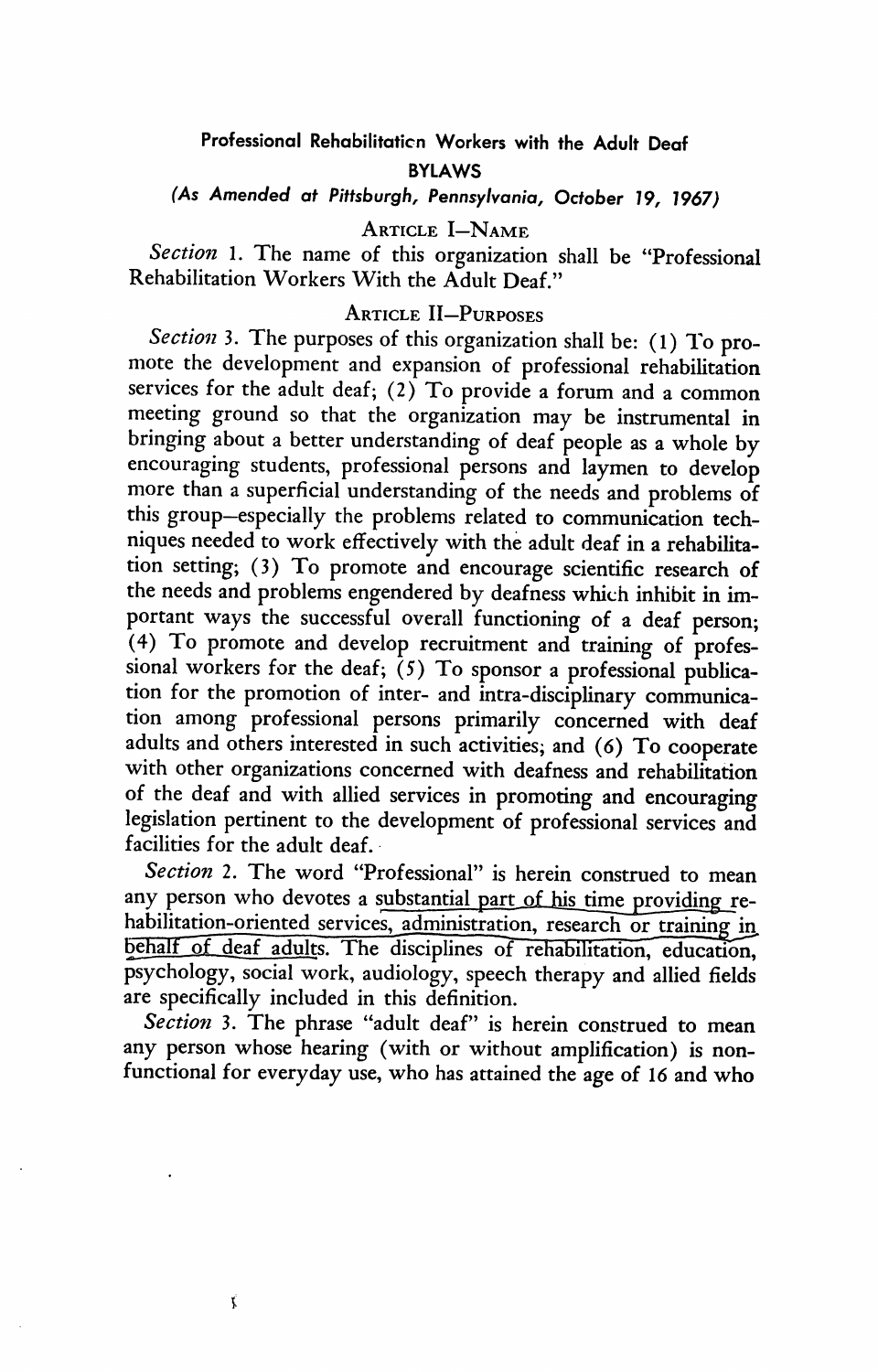# Professional Rehabilitation Workers with the Adult Deaf

## BYLAWS

*(As Amended at Pittsburgh, Pennsylvania, October 19, 1967)*

### ARTICLE I—NAME

*Section* 1. The name of this organization shall be "Professional Rehabilitation Workers With the Adult Deaf."

### ARTICLE II—PURPOSES

*Section* 3. The purposes of this organization shall be: (1) To promote the development and expansion of professional rehabilitation services for the adult deaf; (2) To provide a forum and a common meeting ground so that the organization may be instrumental in bringing about a better understanding of deaf people as a whole by encouraging students, professional persons and laymen to develop more than a superficial understanding of the needs and problems of this group—especially the problems related to communication techniques needed to work effectively with the adult deaf in a rehabilitation setting; (3) To promote and encourage scientific research of the needs and problems engendered by deafness which inhibit in important ways the successful overall functioning of a deaf person; (4) To promote and develop recruitment and training of professional workers for the deaf; (5) To sponsor a professional publication for the promotion of inter- and intra-disciplinary communication among professional persons primarily concerned with deaf adults and others interested in such activities; and (6) To cooperate with other organizations concerned with deafness and rehabilitation of the deaf and with allied services in promoting and encouraging legislation pertinent to the development of professional services and facilities for the adult deaf.

*Section* 2. The word "Professional" is herein construed to mean any person who devotes a substantial part of his time providing rehabilitation-oriented services, administration, research or training in behalf of deaf adults. The disciplines of rehabilitation, education, psychology, social work, audiology, speech therapy and allied fields are specifically included in this definition.

*Section* 3. The phrase "adult deaf" is herein construed to mean any person whose hearing (with or without amplification) is nonfunctional for everyday use, who has attained the age of 16 and who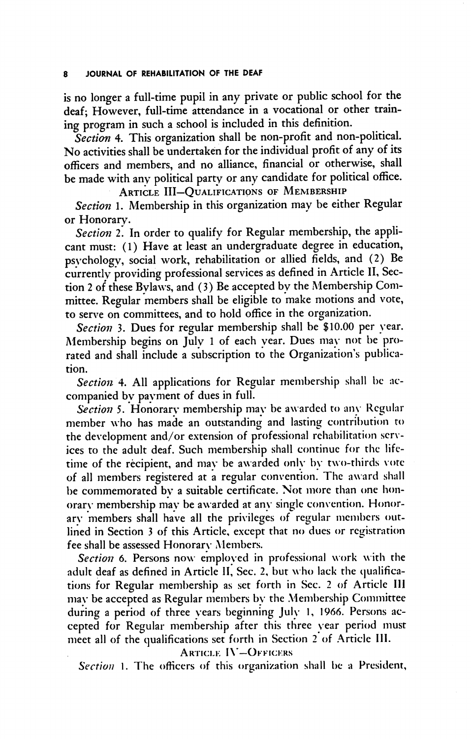is no longer a full-time pupil in any private or public school for the deaf; However, full-time attendance in a vocational or other training program in such a school is included in this definition.

*Section* 4. This organization shall be non-profit and non-political. No activities shall be undertaken for the individual profit of any of its officers and members, and no alliance, financial or otherwise, shall be made with any political party or any candidate for political office.

## Article III—Qualifications of Membership

*Section* 1. Membership in this organization may be either Regular or Honorary.

*Section* 2. In order to qualify for Regular membership, the applicant must: (1) Have at least an undergraduate degree in education, psychology, social work, rehabilitation or allied fields, and (2) Be currently providing professional services as defined in Article II, Section 2 of these Bylaws, and (3) Be accepted by the Membership Committee. Regular members shall be eligible to make motions and vote, to serve on committees, and to hold office in the organization.

*Section* 3. Dues for regular membership shall be $10.00 per year. Membership begins on July 1 of each year. Dues may not be prorated and shall include a subscription to the Organization's publication.

*Section* 4. All applications for Regular membership shall be accompanied by payment of dues in full.

*Section* 5. Honorary membership may be awarded to any Regular member who has made an outstanding and lasting contribution to the development and/or extension of professional rehabilitation services to the adult deaf. Such membership shall continue for the lifetime of the recipient, and may be awarded only by two-thirds vote of all members registered at a regular convention. The award shall be commemorated by a suitable certificate. Not more than one honorary membership may be awarded at any single convention. Honorary members shall have all the privileges of regular members outlined in Section 3 of this Article, except that no dues or registration fee shall be assessed Honorary Members.

*Section* 6. Persons now employed in professional work with the adult deaf as defined in Article II, Sec. 2, but who lack the qualifications for Regular membership as set forth in Sec. 2 of Article III may be accepted as Regular members by the Membership Committee during a period of three years beginning July 1, 1966. Persons accepted for Regular membership after this three year period must meet all of the qualifications set forth in Section 2 of Article III.

## Article IV—Officers

*Section* 1. The officers of this organization shall be a President,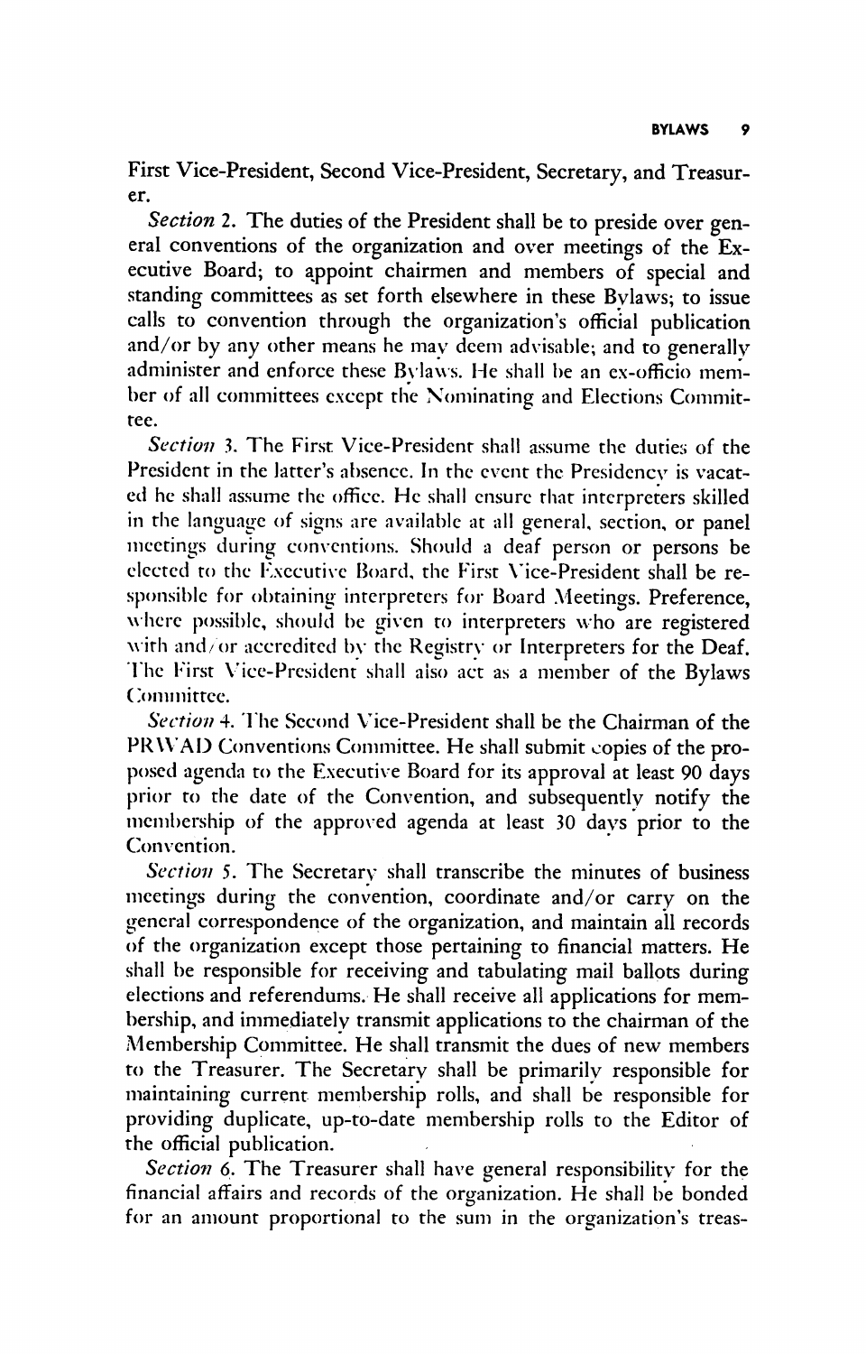First Vice-President, Second Vice-President, Secretary, and Treasurer.

*Section* 2. The duties of the President shall be to preside over general conventions of the organization and over meetings of the Executive Board; to appoint chairmen and members of special and standing committees as set forth elsewhere in these Bylaws; to issue calls to convention through the organization's official publication and/or by any other means he may deem advisable; and to generally administer and enforce these Bylaws. He shall be an ex-officio member of all committees except the Nominating and Elections Committee.

*Section* 3. The First Vice-President shall assume the duties of the President in the latter's absence. In the event the Presidency is vacated he shall assume the office. He shall ensure that interpreters skilled in the language of signs are available at all general, section, or panel meetings during conventions. Should a deaf person or persons be elected to the Executive Board, the First Vice-President shall be responsible for obtaining interpreters for Board Meetings. Preference, where possible, should be given to interpreters who are registered with and/or accredited by the Registry or Interpreters for the Deaf. The First Vice-President shall also act as a member of the Bylaws Committee.

*Section* 4. The Second Vice-President shall be the Chairman of the PRWAD Conventions Committee. He shall submit copies of the proposed agenda to the Executive Board for its approval at least 90 days prior to the date of the Convention, and subsequently notify the membership of the approved agenda at least 30 days prior to the Convention.

*Section* 5. The Secretary shall transcribe the minutes of business meetings during the convention, coordinate and/or carry on the general correspondence of the organization, and maintain all records of the organization except those pertaining to financial matters. He shall be responsible for receiving and tabulating mail ballots during elections and referendums. He shall receive all applications for membership, and immediately transmit applications to the chairman of the Membership Committee. He shall transmit the dues of new members to the Treasurer. The Secretary shall be primarily responsible for maintaining current membership rolls, and shall be responsible for providing duplicate, up-to-date membership rolls to the Editor of the official publication.

*Section* 6. The Treasurer shall have general responsibility for the financial affairs and records of the organization. He shall be bonded for an amount proportional to the sum in the organization's treas-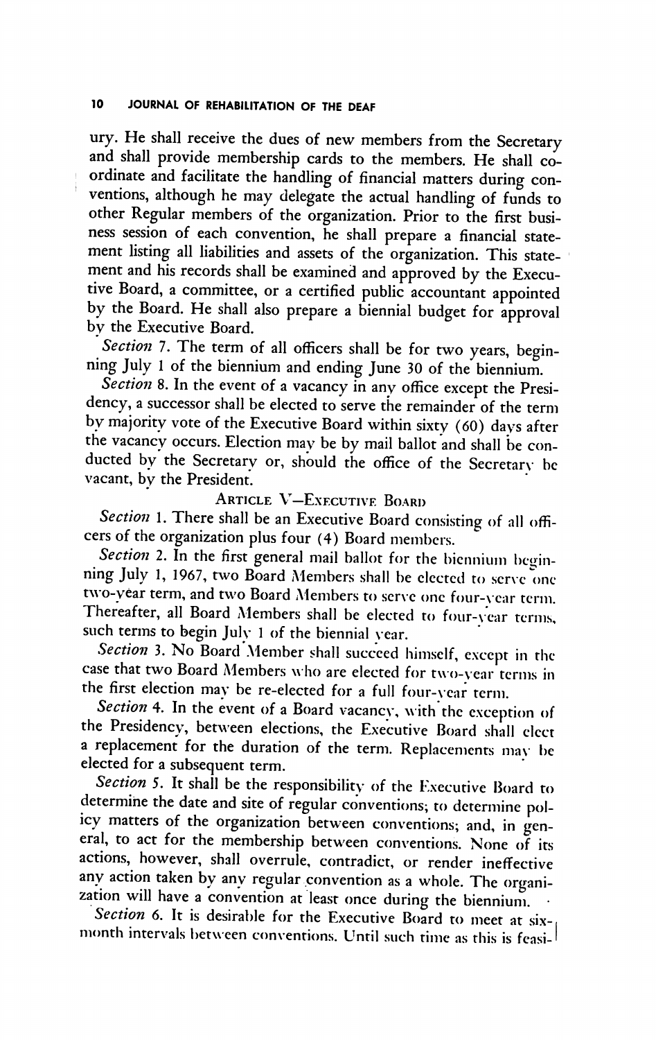ury. He shall receive the dues of new members from the Secretary and shall provide membership cards to the members. He shall coordinate and facilitate the handling of financial matters during conventions, although he may delegate the actual handling of funds to other Regular members of the organization. Prior to the first business session of each convention, he shall prepare a financial statement listing all liabilities and assets of the organization. This statement and his records shall be examined and approved by the Executive Board, a committee, or a certified public accountant appointed by the Board. He shall also prepare a biennial budget for approval by the Executive Board.

*Section* 7. The term of all officers shall be for two years, beginning July 1 of the biennium and ending June 30 of the biennium.

*Section* 8. In the event of a vacancy in any office except the Presidency, a successor shall be elected to serve the remainder of the term by majority vote of the Executive Board within sixty (60) days after the vacancy occurs. Election may be by mail ballot and shall be conducted by the Secretary or, should the office of the Secretary be vacant, by the President.

## ARTICLE V—EXECUTIVE BOARD

*Section* 1. There shall be an Executive Board consisting of all officers of the organization plus four (4) Board members.

*Section* 2. In the first general mail ballot for the biennium beginning July 1, 1967, two Board Members shall be elected to serve one two-year term, and two Board Members to serve one four-year term. Thereafter, all Board Members shall be elected to four-year terms, such terms to begin July 1 of the biennial year.

*Section* 3. No Board Member shall succeed himself, except in the case that two Board Members who are elected for two-year terms in the first election may be re-elected for a full four-year term.

*Section* 4. In the event of a Board vacancy, with the exception of the Presidency, between elections, the Executive Board shall elect a replacement for the duration of the term. Replacements may be elected for a subsequent term.

*Section* 5. It shall be the responsibility of the Executive Board to determine the date and site of regular conventions; to determine policy matters of the organization between conventions; and, in general, to act for the membership between conventions. None of its actions, however, shall overrule, contradict, or render ineffective any action taken by any regular convention as a whole. The organization will have a convention at least once during the biennium.

*Section* 6. It is desirable for the Executive Board to meet at six-month intervals between conventions. Until such time as this is feasi-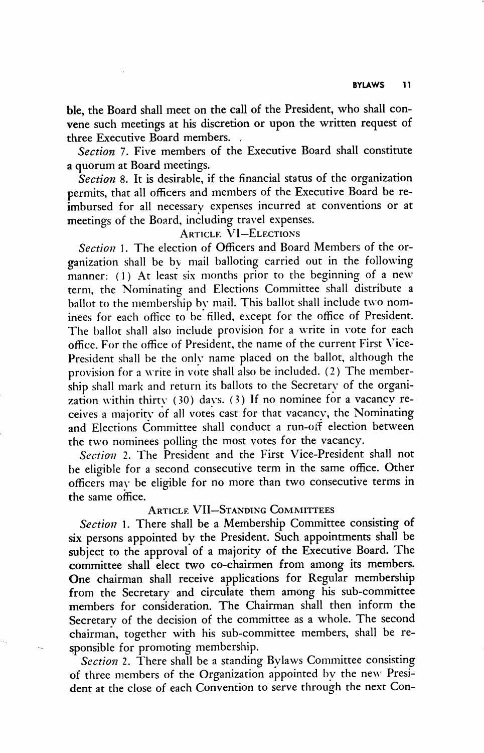ble, the Board shall meet on the call of the President, who shall convene such meetings at his discretion or upon the written request of three Executive Board members.

*Section* 7. Five members of the Executive Board shall constitute a quorum at Board meetings.

*Section* 8. It is desirable, if the financial status of the organization permits, that all officers and members of the Executive Board be reimbursed for all necessary expenses incurred at conventions or at meetings of the Board, including travel expenses.

## Article VI—Elections

*Section* 1. The election of Officers and Board Members of the organization shall be by mail balloting carried out in the following manner: (1) At least six months prior to the beginning of a new term, the Nominating and Elections Committee shall distribute a ballot to the membership by mail. This ballot shall include two nominees for each office to be filled, except for the office of President. The ballot shall also include provision for a write in vote for each office. For the office of President, the name of the current First Vice-President shall be the only name placed on the ballot, although the provision for a write in vote shall also be included. (2) The membership shall mark and return its ballots to the Secretary of the organization within thirty (30) days. (3) If no nominee for a vacancy receives a majority of all votes cast for that vacancy, the Nominating and Elections Committee shall conduct a run-off election between the two nominees polling the most votes for the vacancy.

*Section* 2. The President and the First Vice-President shall not be eligible for a second consecutive term in the same office. Other officers may be eligible for no more than two consecutive terms in the same office.

## Article VII—Standing Committees

*Section* 1. There shall be a Membership Committee consisting of six persons appointed by the President. Such appointments shall be subject to the approval of a majority of the Executive Board. The committee shall elect two co-chairmen from among its members. One chairman shall receive applications for Regular membership from the Secretary and circulate them among his sub-committee members for consideration. The Chairman shall then inform the Secretary of the decision of the committee as a whole. The second chairman, together with his sub-committee members, shall be responsible for promoting membership.

*Section* 2. There shall be a standing Bylaws Committee consisting of three members of the Organization appointed by the new President at the close of each Convention to serve through the next Con-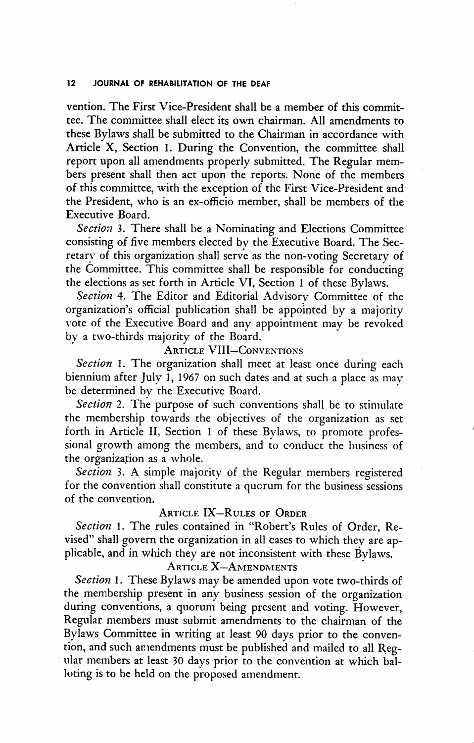vention. The First Vice-President shall be a member of this committee. The committee shall elect its own chairman. All amendments to these Bylaws shall be submitted to the Chairman in accordance with Article X, Section 1. During the Convention, the committee shall report upon all amendments properly submitted. The Regular members present shall then act upon the reports. None of the members of this committee, with the exception of the First Vice-President and the President, who is an ex-officio member, shall be members of the Executive Board.

*Section* 3. There shall be a Nominating and Elections Committee consisting of five members elected by the Executive Board. The Secretary of this organization shall serve as the non-voting Secretary of the Committee. This committee shall be responsible for conducting the elections as set forth in Article VI, Section 1 of these Bylaws.

*Section* 4. The Editor and Editorial Advisory Committee of the organization's official publication shall be appointed by a majority vote of the Executive Board and any appointment may be revoked by a two-thirds majority of the Board.

## Article VIII—Conventions

*Section* 1. The organization shall meet at least once during each biennium after July 1, 1967 on such dates and at such a place as may be determined by the Executive Board.

*Section* 2. The purpose of such conventions shall be to stimulate the membership towards the objectives of the organization as set forth in Article II, Section 1 of these Bylaws, to promote professional growth among the members, and to conduct the business of the organization as a whole.

*Section* 3. A simple majority of the Regular members registered for the convention shall constitute a quorum for the business sessions of the convention.

## Article IX—Rules of Order

*Section* 1. The rules contained in "Robert's Rules of Order, Revised" shall govern the organization in all cases to which they are applicable, and in which they are not inconsistent with these Bylaws.

## Article X—Amendments

*Section* 1. These Bylaws may be amended upon vote two-thirds of the membership present in any business session of the organization during conventions, a quorum being present and voting. However, Regular members must submit amendments to the chairman of the Bylaws Committee in writing at least 90 days prior to the convention, and such amendments must be published and mailed to all Regular members at least 30 days prior to the convention at which balloting is to be held on the proposed amendment.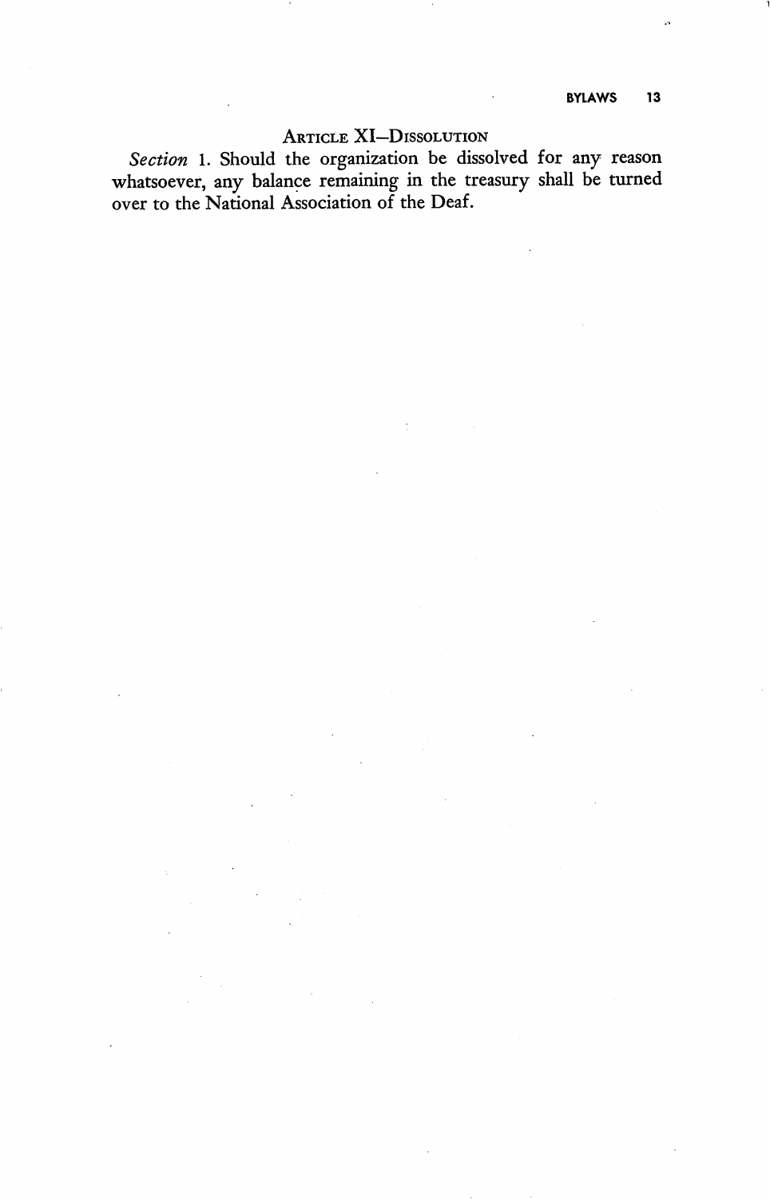## Article XI—Dissolution

*Section* 1. Should the organization be dissolved for any reason whatsoever, any balance remaining in the treasury shall be turned over to the National Association of the Deaf.